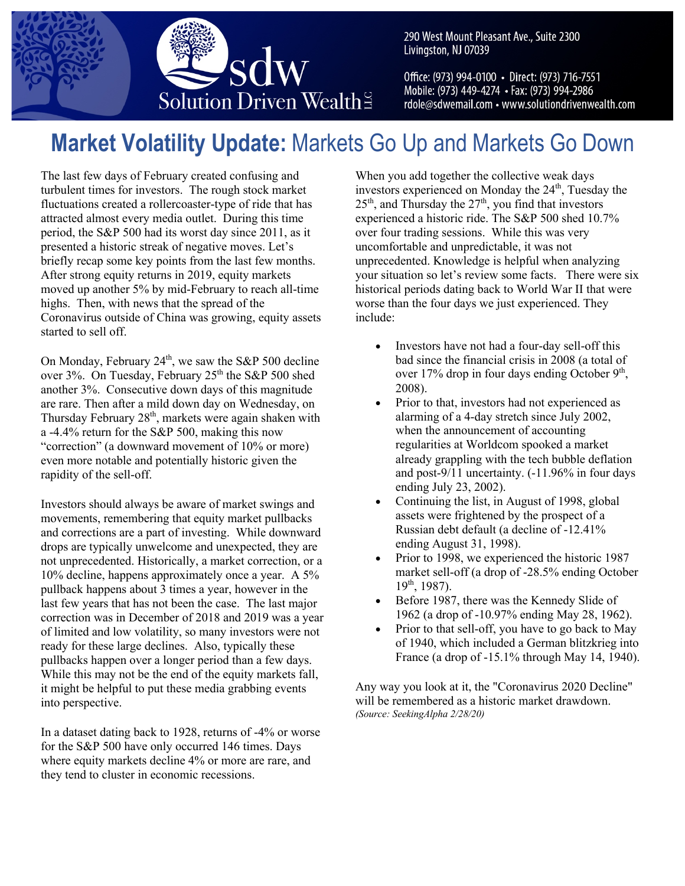290 West Mount Pleasant Ave., Suite 2300
Livingston, NJ 07039

Office: (973) 994-0100 • Direct: (973) 716-7551
Mobile: (973) 449-4274 • Fax: (973) 994-2986
rdole@sdwemail.com • www.solutiondrivenwealth.com

# **Market Volatility Update:** Markets Go Up and Markets Go Down

The last few days of February created confusing and turbulent times for investors. The rough stock market fluctuations created a rollercoaster-type of ride that has attracted almost every media outlet. During this time period, the S&P 500 had its worst day since 2011, as it presented a historic streak of negative moves. Let's briefly recap some key points from the last few months. After strong equity returns in 2019, equity markets moved up another 5% by mid-February to reach all-time highs. Then, with news that the spread of the Coronavirus outside of China was growing, equity assets started to sell off.

On Monday, February 24th, we saw the S&P 500 decline over 3%. On Tuesday, February 25th the S&P 500 shed another 3%. Consecutive down days of this magnitude are rare. Then after a mild down day on Wednesday, on Thursday February 28th, markets were again shaken with a -4.4% return for the S&P 500, making this now "correction" (a downward movement of 10% or more) even more notable and potentially historic given the rapidity of the sell-off.

Investors should always be aware of market swings and movements, remembering that equity market pullbacks and corrections are a part of investing. While downward drops are typically unwelcome and unexpected, they are not unprecedented. Historically, a market correction, or a 10% decline, happens approximately once a year. A 5% pullback happens about 3 times a year, however in the last few years that has not been the case. The last major correction was in December of 2018 and 2019 was a year of limited and low volatility, so many investors were not ready for these large declines. Also, typically these pullbacks happen over a longer period than a few days. While this may not be the end of the equity markets fall, it might be helpful to put these media grabbing events into perspective.

In a dataset dating back to 1928, returns of -4% or worse for the S&P 500 have only occurred 146 times. Days where equity markets decline 4% or more are rare, and they tend to cluster in economic recessions.

When you add together the collective weak days investors experienced on Monday the 24th, Tuesday the 25th, and Thursday the 27th, you find that investors experienced a historic ride. The S&P 500 shed 10.7% over four trading sessions. While this was very uncomfortable and unpredictable, it was not unprecedented. Knowledge is helpful when analyzing your situation so let's review some facts. There were six historical periods dating back to World War II that were worse than the four days we just experienced. They include:

- Investors have not had a four-day sell-off this bad since the financial crisis in 2008 (a total of over 17% drop in four days ending October 9th, 2008).
- Prior to that, investors had not experienced as alarming of a 4-day stretch since July 2002, when the announcement of accounting regularities at Worldcom spooked a market already grappling with the tech bubble deflation and post-9/11 uncertainty. (-11.96% in four days ending July 23, 2002).
- Continuing the list, in August of 1998, global assets were frightened by the prospect of a Russian debt default (a decline of -12.41% ending August 31, 1998).
- Prior to 1998, we experienced the historic 1987 market sell-off (a drop of -28.5% ending October 19th, 1987).
- Before 1987, there was the Kennedy Slide of 1962 (a drop of -10.97% ending May 28, 1962).
- Prior to that sell-off, you have to go back to May of 1940, which included a German blitzkrieg into France (a drop of -15.1% through May 14, 1940).

Any way you look at it, the "Coronavirus 2020 Decline" will be remembered as a historic market drawdown.
*(Source: SeekingAlpha 2/28/20)*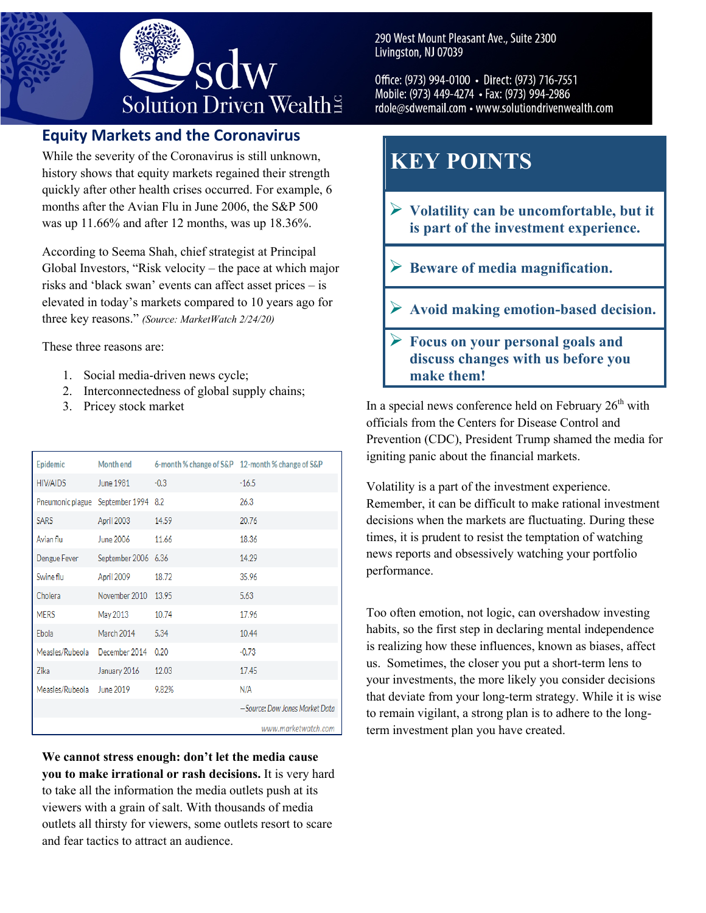Solution Driven Wealth LLC

290 West Mount Pleasant Ave., Suite 2300
Livingston, NJ 07039

Office: (973) 994-0100 • Direct: (973) 716-7551
Mobile: (973) 449-4274 • Fax: (973) 994-2986
rdole@sdwemail.com • www.solutiondrivenwealth.com

## Equity Markets and the Coronavirus

While the severity of the Coronavirus is still unknown, history shows that equity markets regained their strength quickly after other health crises occurred. For example, 6 months after the Avian Flu in June 2006, the S&P 500 was up 11.66% and after 12 months, was up 18.36%.

According to Seema Shah, chief strategist at Principal Global Investors, "Risk velocity – the pace at which major risks and 'black swan' events can affect asset prices – is elevated in today's markets compared to 10 years ago for three key reasons." *(Source: MarketWatch 2/24/20)*

These three reasons are:

1. Social media-driven news cycle;
2. Interconnectedness of global supply chains;
3. Pricey stock market

| Epidemic | Month end | 6-month % change of S&P | 12-month % change of S&P |
|---|---|---|---|
| HIV/AIDS | June 1981 | -0.3 | -16.5 |
| Pneumonic plague | September 1994 | 8.2 | 26.3 |
| SARS | April 2003 | 14.59 | 20.76 |
| Avian flu | June 2006 | 11.66 | 18.36 |
| Dengue Fever | September 2006 | 6.36 | 14.29 |
| Swine flu | April 2009 | 18.72 | 35.96 |
| Cholera | November 2010 | 13.95 | 5.63 |
| MERS | May 2013 | 10.74 | 17.96 |
| Ebola | March 2014 | 5.34 | 10.44 |
| Measles/Rubeola | December 2014 | 0.20 | -0.73 |
| Zika | January 2016 | 12.03 | 17.45 |
| Measles/Rubeola | June 2019 | 9.82% | N/A |

—Source: Dow Jones Market Data

www.marketwatch.com

**We cannot stress enough: don't let the media cause you to make irrational or rash decisions.** It is very hard to take all the information the media outlets push at its viewers with a grain of salt. With thousands of media outlets all thirsty for viewers, some outlets resort to scare and fear tactics to attract an audience.

## KEY POINTS

- **Volatility can be uncomfortable, but it is part of the investment experience.**
- **Beware of media magnification.**
- **Avoid making emotion-based decision.**
- **Focus on your personal goals and discuss changes with us before you make them!**

In a special news conference held on February 26th with officials from the Centers for Disease Control and Prevention (CDC), President Trump shamed the media for igniting panic about the financial markets.

Volatility is a part of the investment experience. Remember, it can be difficult to make rational investment decisions when the markets are fluctuating. During these times, it is prudent to resist the temptation of watching news reports and obsessively watching your portfolio performance.

Too often emotion, not logic, can overshadow investing habits, so the first step in declaring mental independence is realizing how these influences, known as biases, affect us. Sometimes, the closer you put a short-term lens to your investments, the more likely you consider decisions that deviate from your long-term strategy. While it is wise to remain vigilant, a strong plan is to adhere to the long-term investment plan you have created.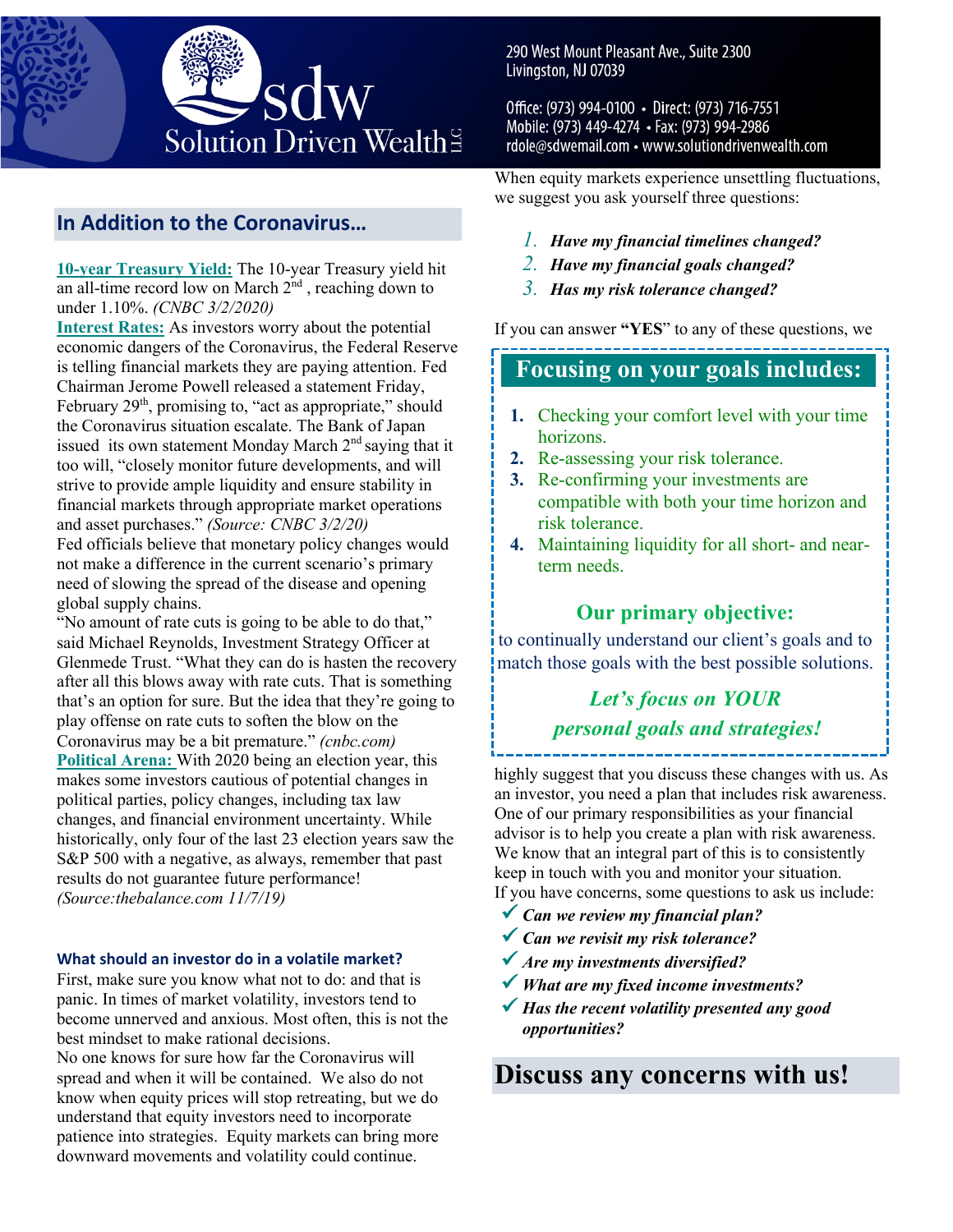290 West Mount Pleasant Ave., Suite 2300
Livingston, NJ 07039

Office: (973) 994-0100 • Direct: (973) 716-7551
Mobile: (973) 449-4274 • Fax: (973) 994-2986
rdole@sdwemail.com • www.solutiondrivenwealth.com

## In Addition to the Coronavirus…

**10-year Treasury Yield:** The 10-year Treasury yield hit an all-time record low on March 2nd , reaching down to under 1.10%. *(CNBC 3/2/2020)*

**Interest Rates:** As investors worry about the potential economic dangers of the Coronavirus, the Federal Reserve is telling financial markets they are paying attention. Fed Chairman Jerome Powell released a statement Friday, February 29th, promising to, "act as appropriate," should the Coronavirus situation escalate. The Bank of Japan issued its own statement Monday March 2nd saying that it too will, "closely monitor future developments, and will strive to provide ample liquidity and ensure stability in financial markets through appropriate market operations and asset purchases." *(Source: CNBC 3/2/20)*

Fed officials believe that monetary policy changes would not make a difference in the current scenario's primary need of slowing the spread of the disease and opening global supply chains.

"No amount of rate cuts is going to be able to do that," said Michael Reynolds, Investment Strategy Officer at Glenmede Trust. "What they can do is hasten the recovery after all this blows away with rate cuts. That is something that's an option for sure. But the idea that they're going to play offense on rate cuts to soften the blow on the Coronavirus may be a bit premature." *(cnbc.com)*

**Political Arena:** With 2020 being an election year, this makes some investors cautious of potential changes in political parties, policy changes, including tax law changes, and financial environment uncertainty. While historically, only four of the last 23 election years saw the S&P 500 with a negative, as always, remember that past results do not guarantee future performance! *(Source:thebalance.com 11/7/19)*

### What should an investor do in a volatile market?

First, make sure you know what not to do: and that is panic. In times of market volatility, investors tend to become unnerved and anxious. Most often, this is not the best mindset to make rational decisions.

No one knows for sure how far the Coronavirus will spread and when it will be contained. We also do not know when equity prices will stop retreating, but we do understand that equity investors need to incorporate patience into strategies. Equity markets can bring more downward movements and volatility could continue.

When equity markets experience unsettling fluctuations, we suggest you ask yourself three questions:

1. ***Have my financial timelines changed?***
2. ***Have my financial goals changed?***
3. ***Has my risk tolerance changed?***

If you can answer **"YES"** to any of these questions, we highly suggest that you discuss these changes with us. As an investor, you need a plan that includes risk awareness. One of our primary responsibilities as your financial advisor is to help you create a plan with risk awareness. We know that an integral part of this is to consistently keep in touch with you and monitor your situation.

If you have concerns, some questions to ask us include:

- ✓ ***Can we review my financial plan?***
- ✓ ***Can we revisit my risk tolerance?***
- ✓ ***Are my investments diversified?***
- ✓ ***What are my fixed income investments?***
- ✓ ***Has the recent volatility presented any good opportunities?***

## Focusing on your goals includes:

1. Checking your comfort level with your time horizons.
2. Re-assessing your risk tolerance.
3. Re-confirming your investments are compatible with both your time horizon and risk tolerance.
4. Maintaining liquidity for all short- and near-term needs.

### Our primary objective:

to continually understand our client's goals and to match those goals with the best possible solutions.

***Let's focus on YOUR personal goals and strategies!***

## Discuss any concerns with us!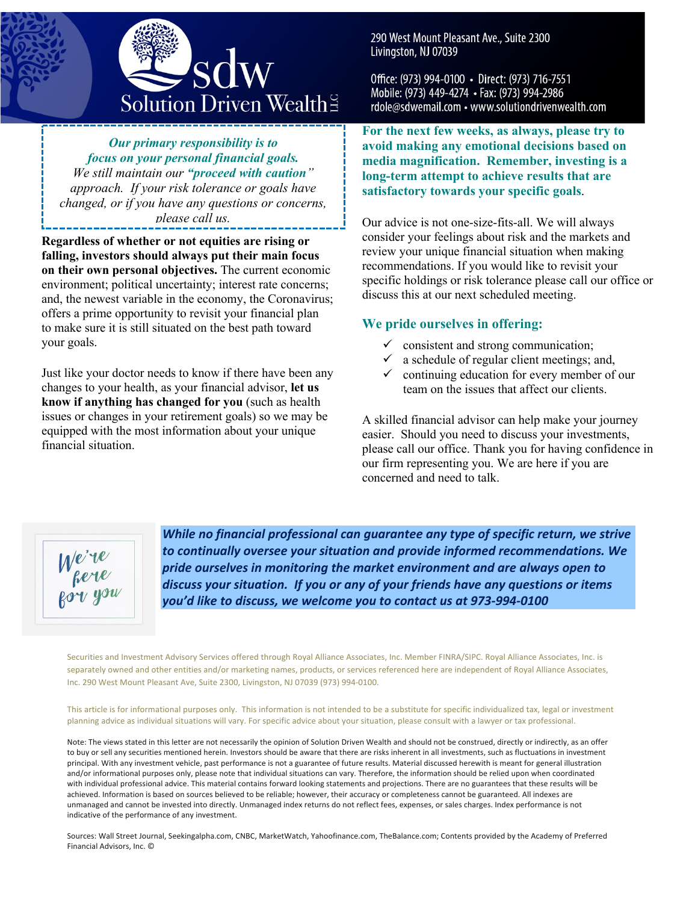**sdw Solution Driven Wealth LLC**

290 West Mount Pleasant Ave., Suite 2300
Livingston, NJ 07039

Office: (973) 994-0100 • Direct: (973) 716-7551
Mobile: (973) 449-4274 • Fax: (973) 994-2986
rdole@sdwemail.com • www.solutiondrivenwealth.com

***Our primary responsibility is to focus on your personal financial goals.*** *We still maintain our **"proceed with caution"** approach. If your risk tolerance or goals have changed, or if you have any questions or concerns, please call us.*

**Regardless of whether or not equities are rising or falling, investors should always put their main focus on their own personal objectives.** The current economic environment; political uncertainty; interest rate concerns; and, the newest variable in the economy, the Coronavirus; offers a prime opportunity to revisit your financial plan to make sure it is still situated on the best path toward your goals.

Just like your doctor needs to know if there have been any changes to your health, as your financial advisor, **let us know if anything has changed for you** (such as health issues or changes in your retirement goals) so we may be equipped with the most information about your unique financial situation.

**For the next few weeks, as always, please try to avoid making any emotional decisions based on media magnification. Remember, investing is a long-term attempt to achieve results that are satisfactory towards your specific goals**.

Our advice is not one-size-fits-all. We will always consider your feelings about risk and the markets and review your unique financial situation when making recommendations. If you would like to revisit your specific holdings or risk tolerance please call our office or discuss this at our next scheduled meeting.

## We pride ourselves in offering:

- ✓ consistent and strong communication;
- ✓ a schedule of regular client meetings; and,
- ✓ continuing education for every member of our team on the issues that affect our clients.

A skilled financial advisor can help make your journey easier. Should you need to discuss your investments, please call our office. Thank you for having confidence in our firm representing you. We are here if you are concerned and need to talk.

We're here for you

***While no financial professional can guarantee any type of specific return, we strive to continually oversee your situation and provide informed recommendations. We pride ourselves in monitoring the market environment and are always open to discuss your situation. If you or any of your friends have any questions or items you'd like to discuss, we welcome you to contact us at 973-994-0100***

Securities and Investment Advisory Services offered through Royal Alliance Associates, Inc. Member FINRA/SIPC. Royal Alliance Associates, Inc. is separately owned and other entities and/or marketing names, products, or services referenced here are independent of Royal Alliance Associates, Inc. 290 West Mount Pleasant Ave, Suite 2300, Livingston, NJ 07039 (973) 994-0100.

This article is for informational purposes only. This information is not intended to be a substitute for specific individualized tax, legal or investment planning advice as individual situations will vary. For specific advice about your situation, please consult with a lawyer or tax professional.

Note: The views stated in this letter are not necessarily the opinion of Solution Driven Wealth and should not be construed, directly or indirectly, as an offer to buy or sell any securities mentioned herein. Investors should be aware that there are risks inherent in all investments, such as fluctuations in investment principal. With any investment vehicle, past performance is not a guarantee of future results. Material discussed herewith is meant for general illustration and/or informational purposes only, please note that individual situations can vary. Therefore, the information should be relied upon when coordinated with individual professional advice. This material contains forward looking statements and projections. There are no guarantees that these results will be achieved. Information is based on sources believed to be reliable; however, their accuracy or completeness cannot be guaranteed. All indexes are unmanaged and cannot be invested into directly. Unmanaged index returns do not reflect fees, expenses, or sales charges. Index performance is not indicative of the performance of any investment.

Sources: Wall Street Journal, Seekingalpha.com, CNBC, MarketWatch, Yahoofinance.com, TheBalance.com; Contents provided by the Academy of Preferred Financial Advisors, Inc. ©